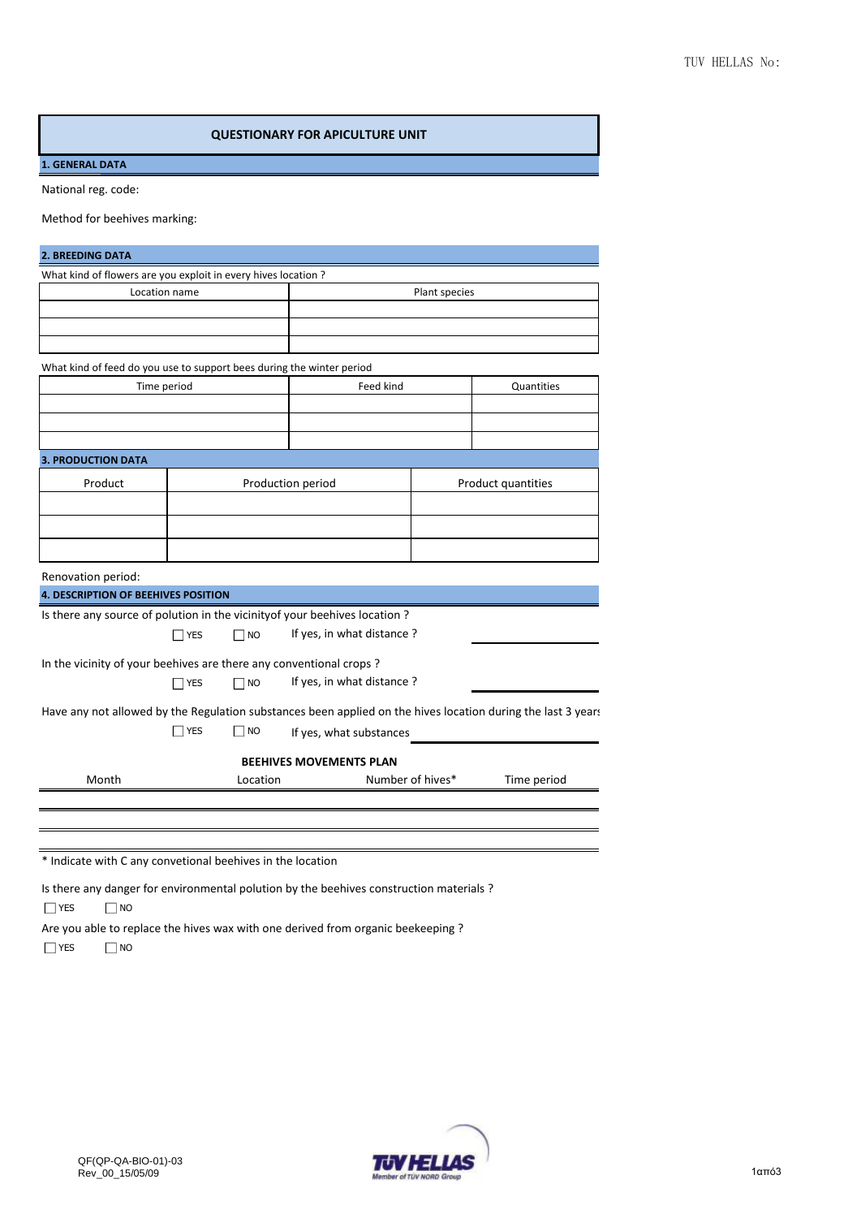TUV HELLAS No:

# QUESTIONARY FOR APICULTURE UNIT

## 1. GENERAL DATA

National reg. code:

Method for beehives marking:

## 2. BREEDING DATA

What kind of flowers are you exploit in every hives location ?

| Location name | Plant species |
|---|---|
| | |
| | |
| | |

What kind of feed do you use to support bees during the winter period

| Time period | Feed kind | Quantities |
|---|---|---|
| | | |
| | | |
| | | |

## 3. PRODUCTION DATA

| Product | Production period | Product quantities |
|---|---|---|
| | | |
| | | |
| | | |

Renovation period:

## 4. DESCRIPTION OF BEEHIVES POSITION

Is there any source of polution in the vicinityof your beehives location ?

☐ YES ☐ NO If yes, in what distance ? ______

In the vicinity of your beehives are there any conventional crops ?

☐ YES ☐ NO If yes, in what distance ? ______

Have any not allowed by the Regulation substances been applied on the hives location during the last 3 years

☐ YES ☐ NO If yes, what substances ______

**BEEHIVES MOVEMENTS PLAN**

| Month | Location | Number of hives* | Time period |
|---|---|---|---|
| | | | |
| | | | |
| | | | |

\* Indicate with C any convetional beehives in the location

Is there any danger for environmental polution by the beehives construction materials ?

☐ YES ☐ NO

Are you able to replace the hives wax with one derived from organic beekeeping ?

☐ YES ☐ NO

QF(QP-QA-BIO-01)-03
Rev_00_15/05/09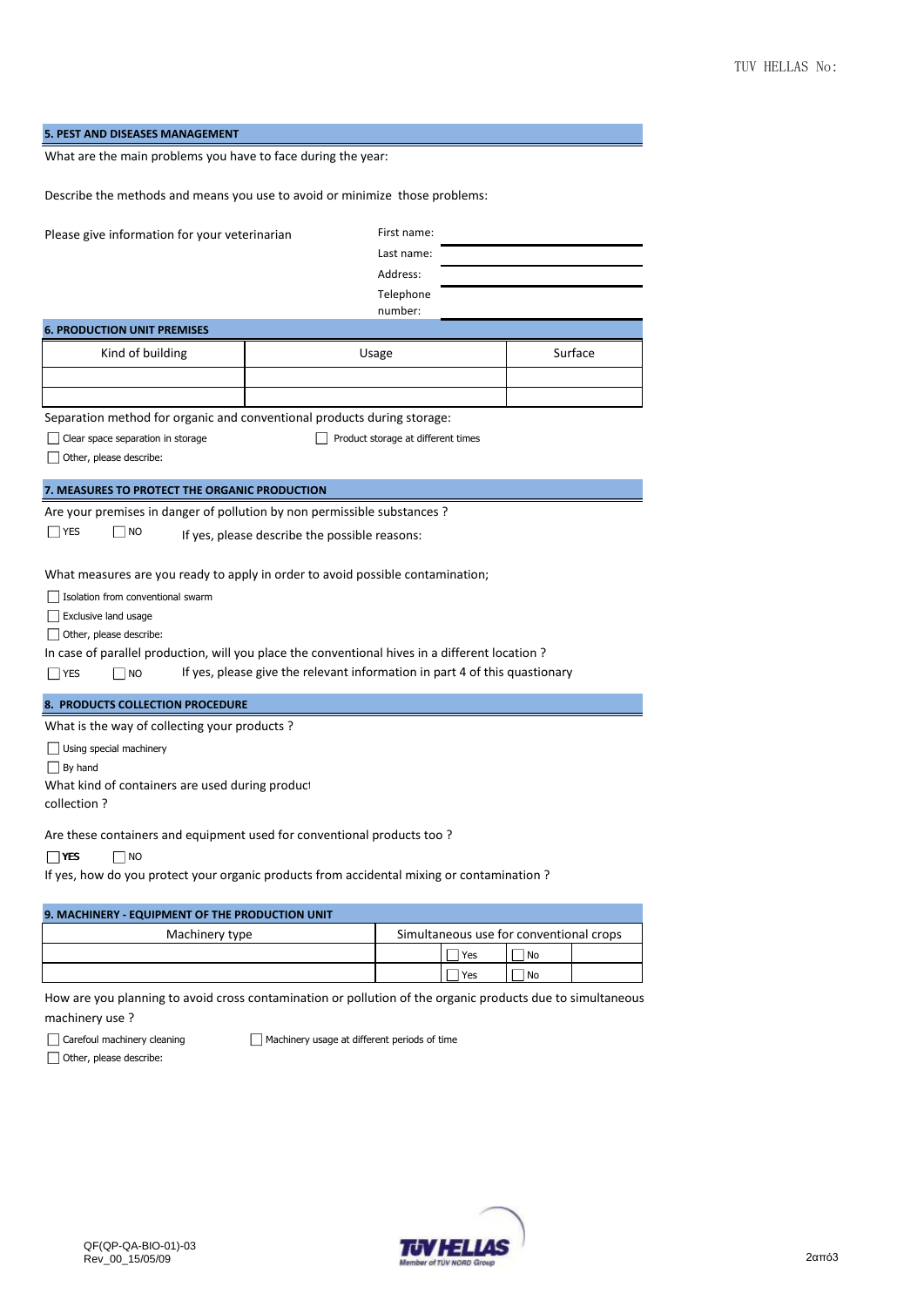## 5. PEST AND DISEASES MANAGEMENT

What are the main problems you have to face during the year:

Describe the methods and means you use to avoid or minimize those problems:

Please give information for your veterinarian

First name:

Last name:

Address:

Telephone number:

## 6. PRODUCTION UNIT PREMISES

| Kind of building | Usage | Surface |
|---|---|---|
| | | |
| | | |

Separation method for organic and conventional products during storage:

- [ ] Clear space separation in storage
- [ ] Product storage at different times
- [ ] Other, please describe:

## 7. MEASURES TO PROTECT THE ORGANIC PRODUCTION

Are your premises in danger of pollution by non permissible substances ?

- [ ] YES
- [ ] NO

If yes, please describe the possible reasons:

What measures are you ready to apply in order to avoid possible contamination;

- [ ] Isolation from conventional swarm
- [ ] Exclusive land usage
- [ ] Other, please describe:

In case of parallel production, will you place the conventional hives in a different location ?

- [ ] YES
- [ ] NO

If yes, please give the relevant information in part 4 of this quastionary

## 8. PRODUCTS COLLECTION PROCEDURE

What is the way of collecting your products ?

- [ ] Using special machinery
- [ ] By hand

What kind of containers are used during product collection ?

Are these containers and equipment used for conventional products too ?

- [ ] **YES**
- [ ] NO

If yes, how do you protect your organic products from accidental mixing or contamination ?

## 9. MACHINERY - EQUIPMENT OF THE PRODUCTION UNIT

| Machinery type | Simultaneous use for conventional crops | |
|---|---|---|
| | [ ] Yes | [ ] No |
| | [ ] Yes | [ ] No |

How are you planning to avoid cross contamination or pollution of the organic products due to simultaneous machinery use ?

- [ ] Carefoul machinery cleaning
- [ ] Machinery usage at different periods of time
- [ ] Other, please describe:

QF(QP-QA-BIO-01)-03
Rev_00_15/05/09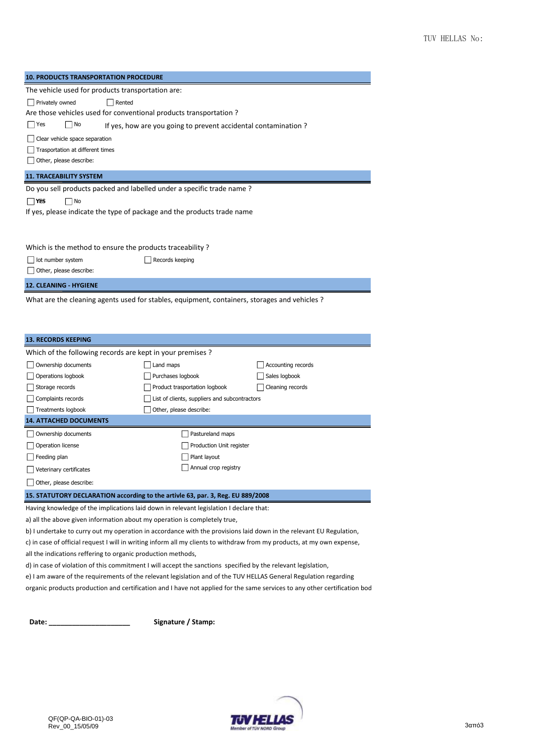## 10. PRODUCTS TRANSPORTATION PROCEDURE

The vehicle used for products transportation are:

☐ Privately owned ☐ Rented

Are those vehicles used for conventional products transportation ?

☐ Yes ☐ No If yes, how are you going to prevent accidental contamination ?

☐ Clear vehicle space separation

☐ Trasportation at different times

☐ Other, please describe:

## 11. TRACEABILITY SYSTEM

Do you sell products packed and labelled under a specific trade name ?

☐ YES ☐ No

If yes, please indicate the type of package and the products trade name

Which is the method to ensure the products traceability ?

☐ lot number system ☐ Records keeping

☐ Other, please describe:

## 12. CLEANING - HYGIENE

What are the cleaning agents used for stables, equipment, containers, storages and vehicles ?

## 13. RECORDS KEEPING

Which of the following records are kept in your premises ?

| | | |
|---|---|---|
| ☐ Ownership documents | ☐ Land maps | ☐ Accounting records |
| ☐ Operations logbook | ☐ Purchases logbook | ☐ Sales logbook |
| ☐ Storage records | ☐ Product trasportation logbook | ☐ Cleaning records |
| ☐ Complaints records | ☐ List of clients, suppliers and subcontractors | |
| ☐ Treatments logbook | ☐ Other, please describe: | |

## 14. ATTACHED DOCUMENTS

| | |
|---|---|
| ☐ Ownership documents | ☐ Pastureland maps |
| ☐ Operation license | ☐ Production Unit register |
| ☐ Feeding plan | ☐ Plant layout |
| ☐ Veterinary certificates | ☐ Annual crop registry |
| ☐ Other, please describe: | |

## 15. STATUTORY DECLARATION according to the artivle 63, par. 3, Reg. EU 889/2008

Having knowledge of the implications laid down in relevant legislation I declare that:

a) all the above given information about my operation is completely true,

b) I undertake to curry out my operation in accordance with the provisions laid down in the relevant EU Regulation,

c) in case of official request I will in writing inform all my clients to withdraw from my products, at my own expense, all the indications reffering to organic production methods,

d) in case of violation of this commitment I will accept the sanctions specified by the relevant legislation,

e) I am aware of the requirements of the relevant legislation and of the TUV HELLAS General Regulation regarding organic products production and certification and I have not applied for the same services to any other certification bod

**Date:** \_\_\_\_\_\_\_\_\_\_\_\_\_\_\_\_\_\_\_\_\_\_ **Signature / Stamp:**